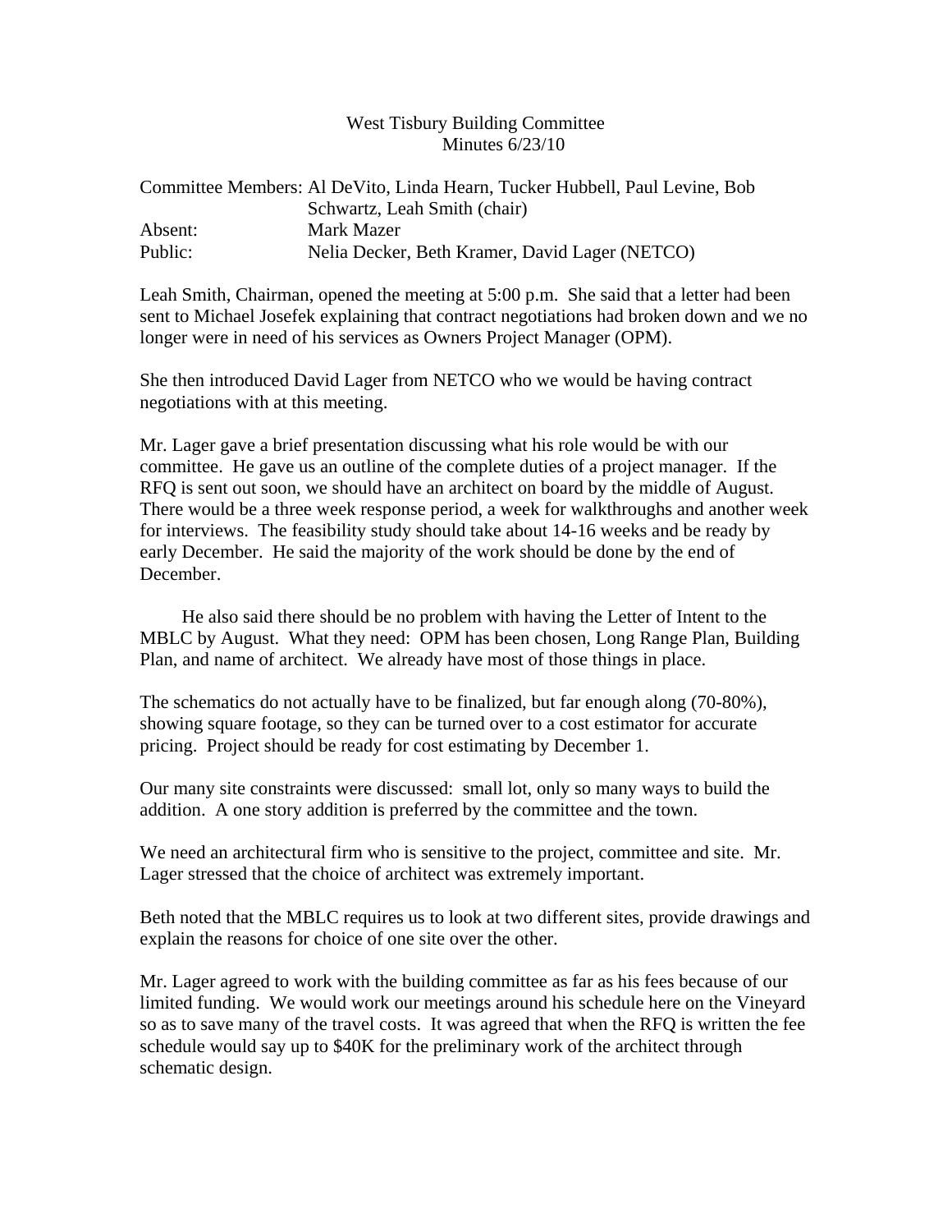# West Tisbury Building Committee
## Minutes 6/23/10

| | |
|---|---|
| Committee Members: | Al DeVito, Linda Hearn, Tucker Hubbell, Paul Levine, Bob Schwartz, Leah Smith (chair) |
| Absent: | Mark Mazer |
| Public: | Nelia Decker, Beth Kramer, David Lager (NETCO) |

Leah Smith, Chairman, opened the meeting at 5:00 p.m. She said that a letter had been sent to Michael Josefek explaining that contract negotiations had broken down and we no longer were in need of his services as Owners Project Manager (OPM).

She then introduced David Lager from NETCO who we would be having contract negotiations with at this meeting.

Mr. Lager gave a brief presentation discussing what his role would be with our committee. He gave us an outline of the complete duties of a project manager. If the RFQ is sent out soon, we should have an architect on board by the middle of August. There would be a three week response period, a week for walkthroughs and another week for interviews. The feasibility study should take about 14-16 weeks and be ready by early December. He said the majority of the work should be done by the end of December.

He also said there should be no problem with having the Letter of Intent to the MBLC by August. What they need: OPM has been chosen, Long Range Plan, Building Plan, and name of architect. We already have most of those things in place.

The schematics do not actually have to be finalized, but far enough along (70-80%), showing square footage, so they can be turned over to a cost estimator for accurate pricing. Project should be ready for cost estimating by December 1.

Our many site constraints were discussed: small lot, only so many ways to build the addition. A one story addition is preferred by the committee and the town.

We need an architectural firm who is sensitive to the project, committee and site. Mr. Lager stressed that the choice of architect was extremely important.

Beth noted that the MBLC requires us to look at two different sites, provide drawings and explain the reasons for choice of one site over the other.

Mr. Lager agreed to work with the building committee as far as his fees because of our limited funding. We would work our meetings around his schedule here on the Vineyard so as to save many of the travel costs. It was agreed that when the RFQ is written the fee schedule would say up to $40K for the preliminary work of the architect through schematic design.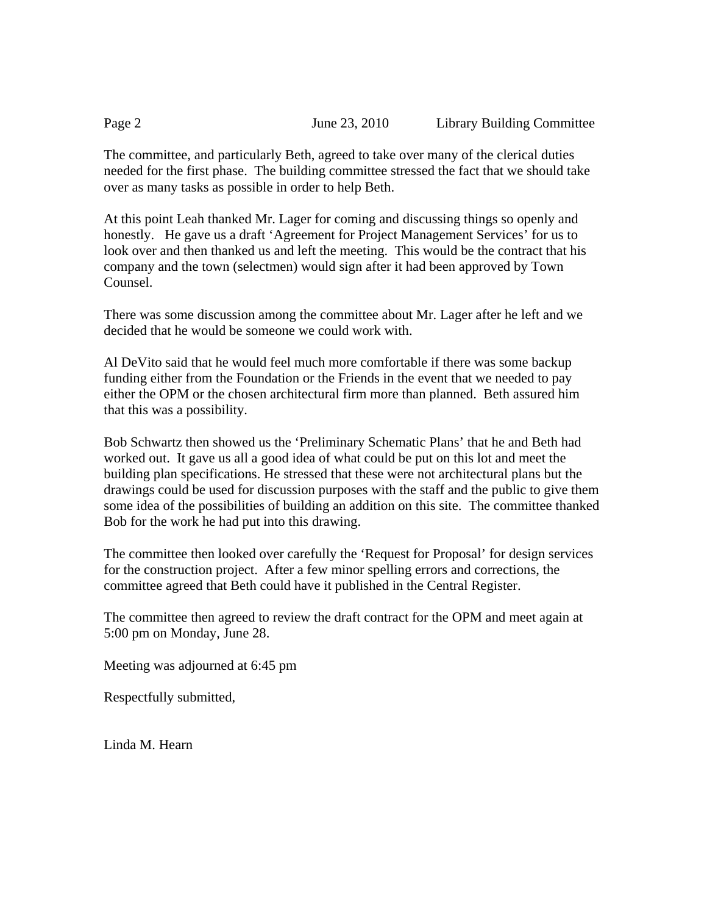The committee, and particularly Beth, agreed to take over many of the clerical duties needed for the first phase. The building committee stressed the fact that we should take over as many tasks as possible in order to help Beth.

At this point Leah thanked Mr. Lager for coming and discussing things so openly and honestly. He gave us a draft 'Agreement for Project Management Services' for us to look over and then thanked us and left the meeting. This would be the contract that his company and the town (selectmen) would sign after it had been approved by Town Counsel.

There was some discussion among the committee about Mr. Lager after he left and we decided that he would be someone we could work with.

Al DeVito said that he would feel much more comfortable if there was some backup funding either from the Foundation or the Friends in the event that we needed to pay either the OPM or the chosen architectural firm more than planned. Beth assured him that this was a possibility.

Bob Schwartz then showed us the 'Preliminary Schematic Plans' that he and Beth had worked out. It gave us all a good idea of what could be put on this lot and meet the building plan specifications. He stressed that these were not architectural plans but the drawings could be used for discussion purposes with the staff and the public to give them some idea of the possibilities of building an addition on this site. The committee thanked Bob for the work he had put into this drawing.

The committee then looked over carefully the 'Request for Proposal' for design services for the construction project. After a few minor spelling errors and corrections, the committee agreed that Beth could have it published in the Central Register.

The committee then agreed to review the draft contract for the OPM and meet again at 5:00 pm on Monday, June 28.

Meeting was adjourned at 6:45 pm

Respectfully submitted,

Linda M. Hearn